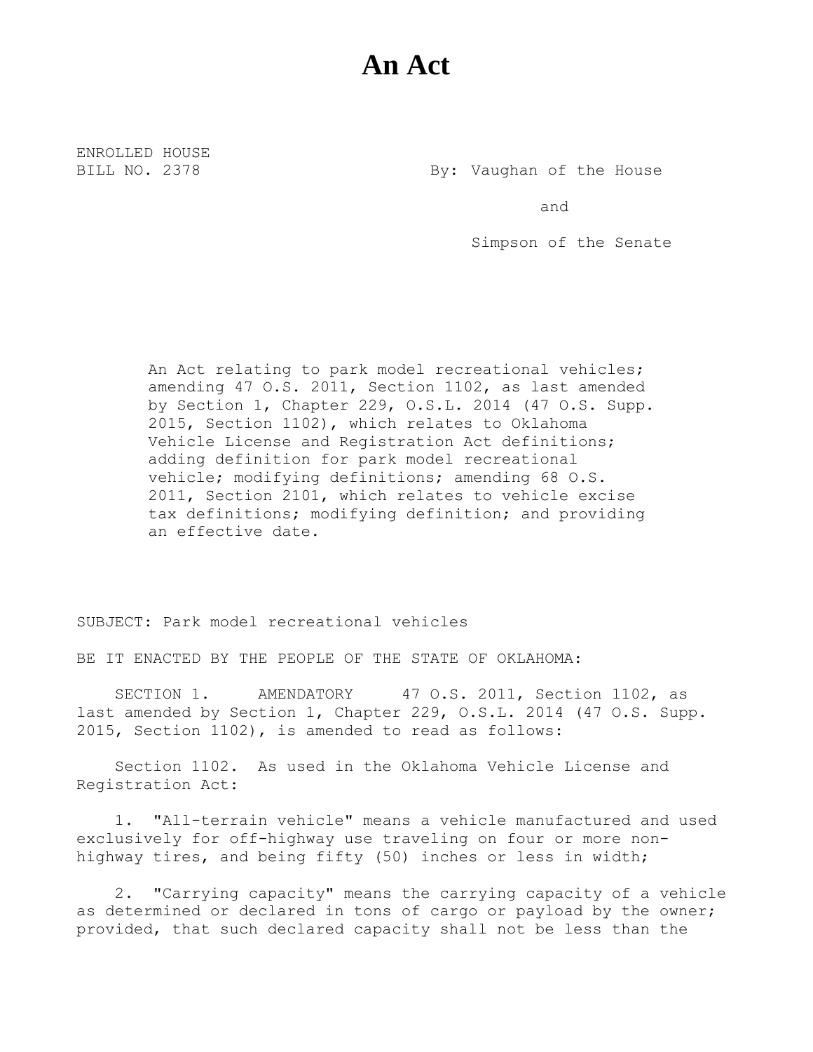# An Act

ENROLLED HOUSE
BILL NO. 2378

By: Vaughan of the House

and

Simpson of the Senate

An Act relating to park model recreational vehicles; amending 47 O.S. 2011, Section 1102, as last amended by Section 1, Chapter 229, O.S.L. 2014 (47 O.S. Supp. 2015, Section 1102), which relates to Oklahoma Vehicle License and Registration Act definitions; adding definition for park model recreational vehicle; modifying definitions; amending 68 O.S. 2011, Section 2101, which relates to vehicle excise tax definitions; modifying definition; and providing an effective date.

SUBJECT: Park model recreational vehicles

BE IT ENACTED BY THE PEOPLE OF THE STATE OF OKLAHOMA:

SECTION 1. AMENDATORY 47 O.S. 2011, Section 1102, as last amended by Section 1, Chapter 229, O.S.L. 2014 (47 O.S. Supp. 2015, Section 1102), is amended to read as follows:

Section 1102. As used in the Oklahoma Vehicle License and Registration Act:

1. "All-terrain vehicle" means a vehicle manufactured and used exclusively for off-highway use traveling on four or more non-highway tires, and being fifty (50) inches or less in width;

2. "Carrying capacity" means the carrying capacity of a vehicle as determined or declared in tons of cargo or payload by the owner; provided, that such declared capacity shall not be less than the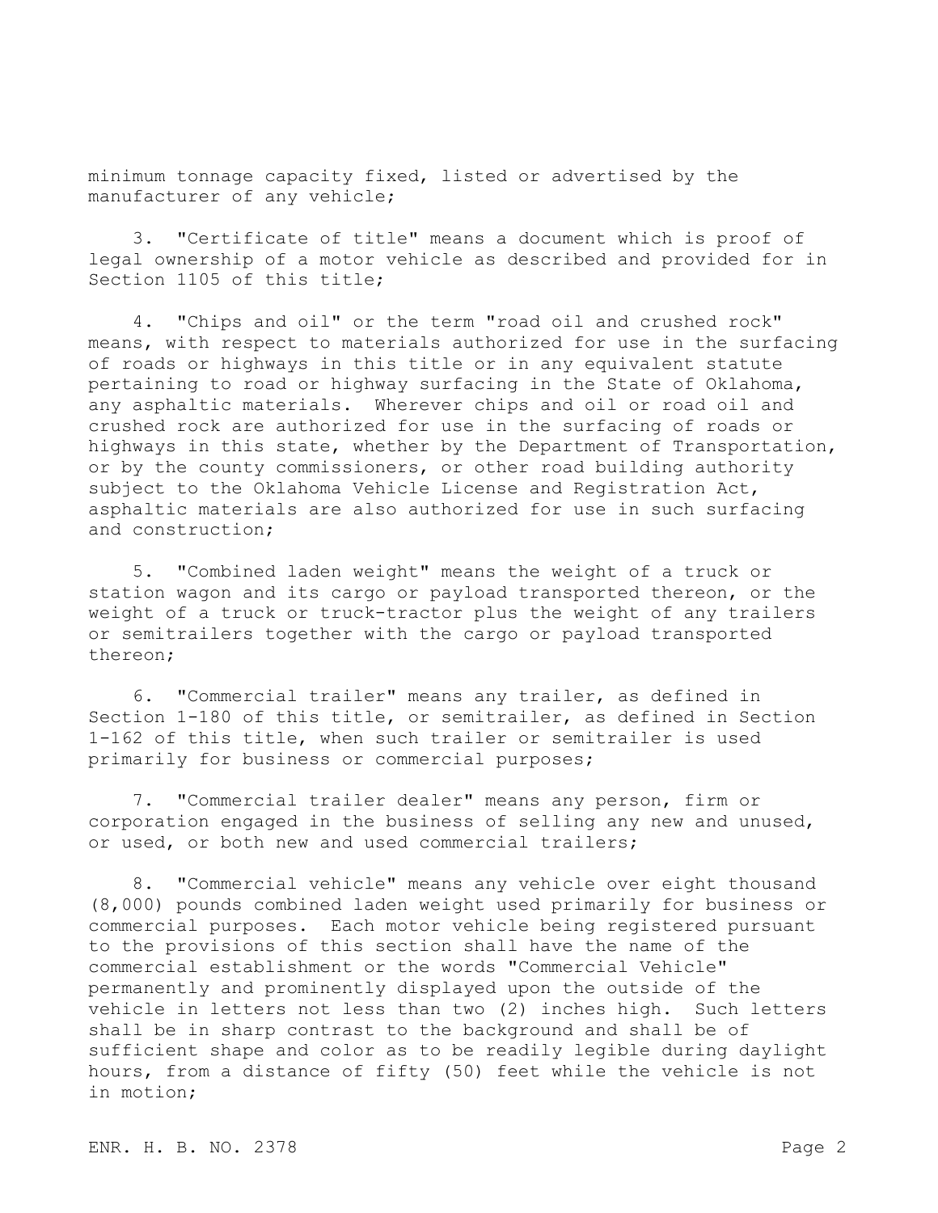minimum tonnage capacity fixed, listed or advertised by the manufacturer of any vehicle;

3. "Certificate of title" means a document which is proof of legal ownership of a motor vehicle as described and provided for in Section 1105 of this title;

4. "Chips and oil" or the term "road oil and crushed rock" means, with respect to materials authorized for use in the surfacing of roads or highways in this title or in any equivalent statute pertaining to road or highway surfacing in the State of Oklahoma, any asphaltic materials. Wherever chips and oil or road oil and crushed rock are authorized for use in the surfacing of roads or highways in this state, whether by the Department of Transportation, or by the county commissioners, or other road building authority subject to the Oklahoma Vehicle License and Registration Act, asphaltic materials are also authorized for use in such surfacing and construction;

5. "Combined laden weight" means the weight of a truck or station wagon and its cargo or payload transported thereon, or the weight of a truck or truck-tractor plus the weight of any trailers or semitrailers together with the cargo or payload transported thereon;

6. "Commercial trailer" means any trailer, as defined in Section 1-180 of this title, or semitrailer, as defined in Section 1-162 of this title, when such trailer or semitrailer is used primarily for business or commercial purposes;

7. "Commercial trailer dealer" means any person, firm or corporation engaged in the business of selling any new and unused, or used, or both new and used commercial trailers;

8. "Commercial vehicle" means any vehicle over eight thousand (8,000) pounds combined laden weight used primarily for business or commercial purposes. Each motor vehicle being registered pursuant to the provisions of this section shall have the name of the commercial establishment or the words "Commercial Vehicle" permanently and prominently displayed upon the outside of the vehicle in letters not less than two (2) inches high. Such letters shall be in sharp contrast to the background and shall be of sufficient shape and color as to be readily legible during daylight hours, from a distance of fifty (50) feet while the vehicle is not in motion;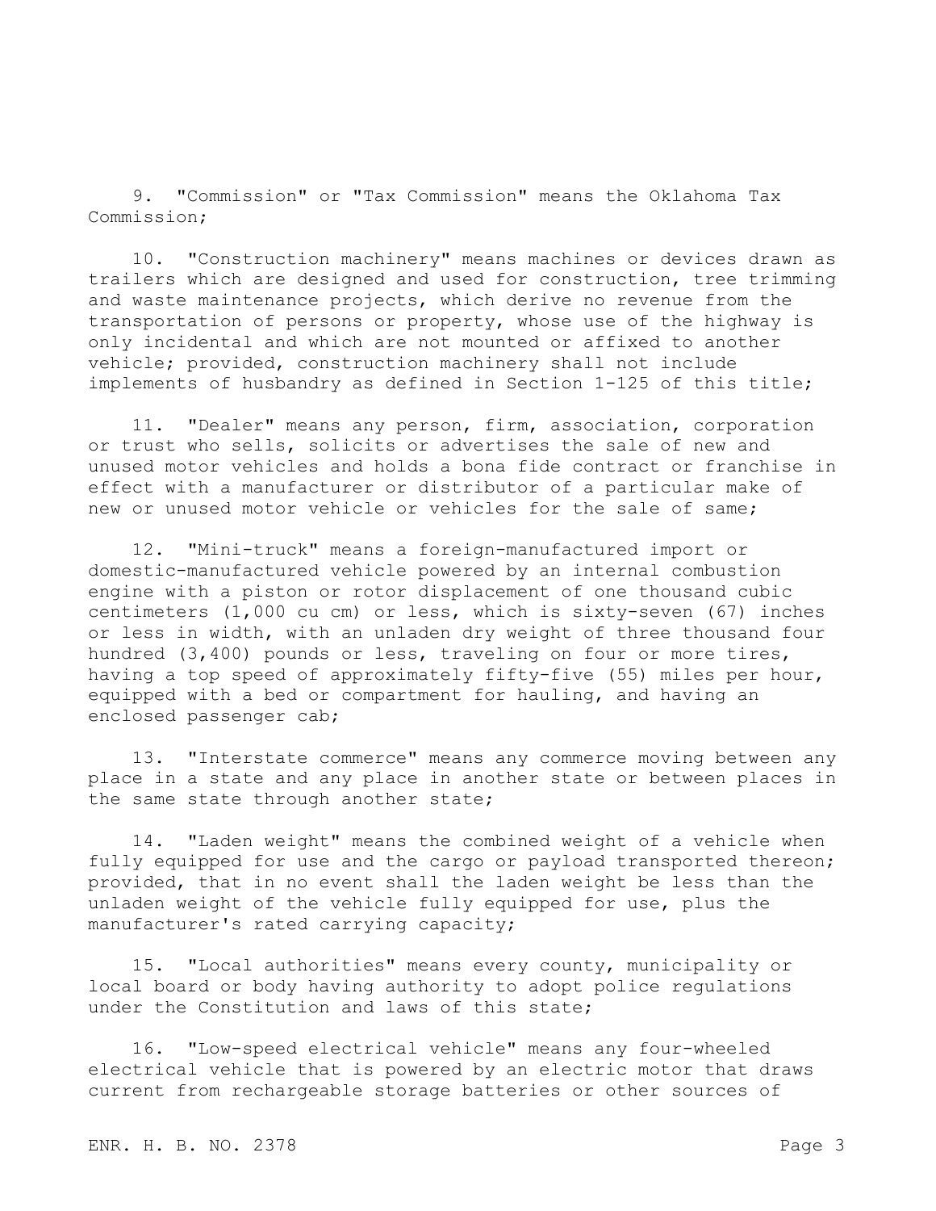9. "Commission" or "Tax Commission" means the Oklahoma Tax Commission;

10. "Construction machinery" means machines or devices drawn as trailers which are designed and used for construction, tree trimming and waste maintenance projects, which derive no revenue from the transportation of persons or property, whose use of the highway is only incidental and which are not mounted or affixed to another vehicle; provided, construction machinery shall not include implements of husbandry as defined in Section 1-125 of this title;

11. "Dealer" means any person, firm, association, corporation or trust who sells, solicits or advertises the sale of new and unused motor vehicles and holds a bona fide contract or franchise in effect with a manufacturer or distributor of a particular make of new or unused motor vehicle or vehicles for the sale of same;

12. "Mini-truck" means a foreign-manufactured import or domestic-manufactured vehicle powered by an internal combustion engine with a piston or rotor displacement of one thousand cubic centimeters (1,000 cu cm) or less, which is sixty-seven (67) inches or less in width, with an unladen dry weight of three thousand four hundred (3,400) pounds or less, traveling on four or more tires, having a top speed of approximately fifty-five (55) miles per hour, equipped with a bed or compartment for hauling, and having an enclosed passenger cab;

13. "Interstate commerce" means any commerce moving between any place in a state and any place in another state or between places in the same state through another state;

14. "Laden weight" means the combined weight of a vehicle when fully equipped for use and the cargo or payload transported thereon; provided, that in no event shall the laden weight be less than the unladen weight of the vehicle fully equipped for use, plus the manufacturer's rated carrying capacity;

15. "Local authorities" means every county, municipality or local board or body having authority to adopt police regulations under the Constitution and laws of this state;

16. "Low-speed electrical vehicle" means any four-wheeled electrical vehicle that is powered by an electric motor that draws current from rechargeable storage batteries or other sources of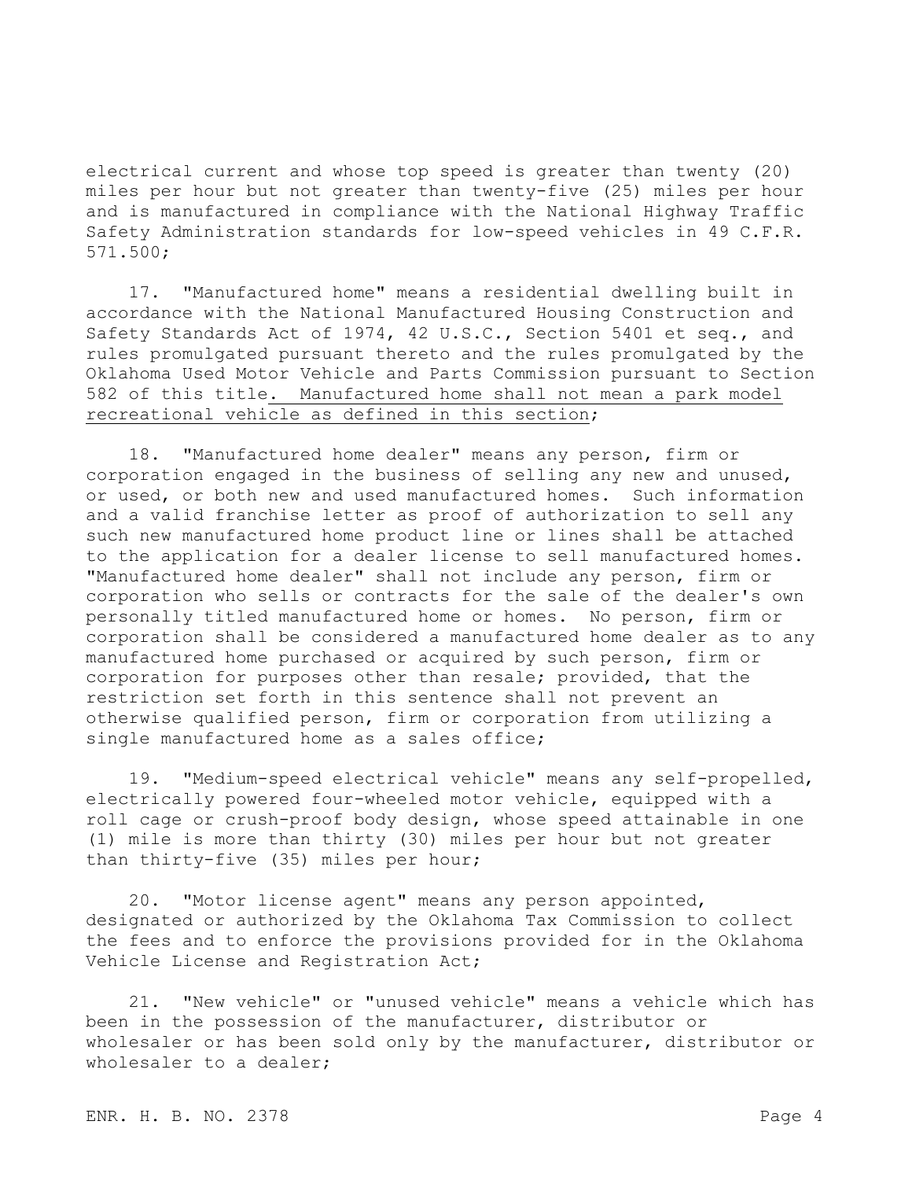electrical current and whose top speed is greater than twenty (20) miles per hour but not greater than twenty-five (25) miles per hour and is manufactured in compliance with the National Highway Traffic Safety Administration standards for low-speed vehicles in 49 C.F.R. 571.500;

17. "Manufactured home" means a residential dwelling built in accordance with the National Manufactured Housing Construction and Safety Standards Act of 1974, 42 U.S.C., Section 5401 et seq., and rules promulgated pursuant thereto and the rules promulgated by the Oklahoma Used Motor Vehicle and Parts Commission pursuant to Section 582 of this title<u>. Manufactured home shall not mean a park model recreational vehicle as defined in this section</u>;

18. "Manufactured home dealer" means any person, firm or corporation engaged in the business of selling any new and unused, or used, or both new and used manufactured homes. Such information and a valid franchise letter as proof of authorization to sell any such new manufactured home product line or lines shall be attached to the application for a dealer license to sell manufactured homes. "Manufactured home dealer" shall not include any person, firm or corporation who sells or contracts for the sale of the dealer's own personally titled manufactured home or homes. No person, firm or corporation shall be considered a manufactured home dealer as to any manufactured home purchased or acquired by such person, firm or corporation for purposes other than resale; provided, that the restriction set forth in this sentence shall not prevent an otherwise qualified person, firm or corporation from utilizing a single manufactured home as a sales office;

19. "Medium-speed electrical vehicle" means any self-propelled, electrically powered four-wheeled motor vehicle, equipped with a roll cage or crush-proof body design, whose speed attainable in one (1) mile is more than thirty (30) miles per hour but not greater than thirty-five (35) miles per hour;

20. "Motor license agent" means any person appointed, designated or authorized by the Oklahoma Tax Commission to collect the fees and to enforce the provisions provided for in the Oklahoma Vehicle License and Registration Act;

21. "New vehicle" or "unused vehicle" means a vehicle which has been in the possession of the manufacturer, distributor or wholesaler or has been sold only by the manufacturer, distributor or wholesaler to a dealer;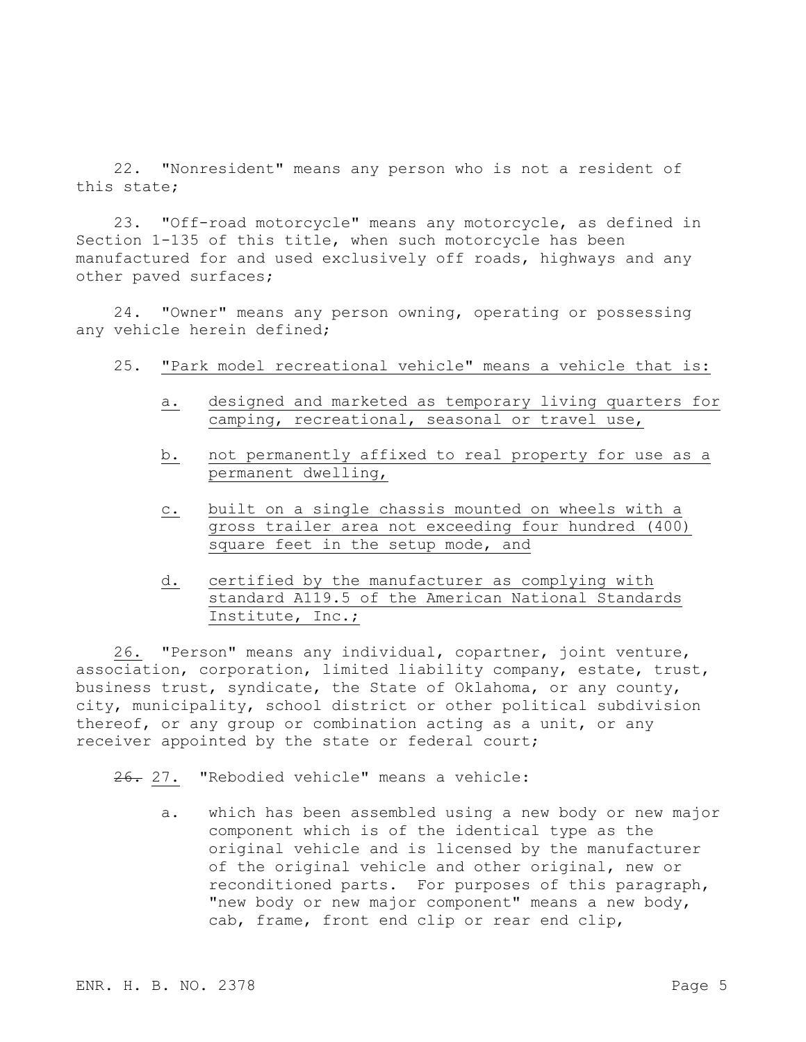22. "Nonresident" means any person who is not a resident of this state;

23. "Off-road motorcycle" means any motorcycle, as defined in Section 1-135 of this title, when such motorcycle has been manufactured for and used exclusively off roads, highways and any other paved surfaces;

24. "Owner" means any person owning, operating or possessing any vehicle herein defined;

25. "Park model recreational vehicle" means a vehicle that is:

a. designed and marketed as temporary living quarters for camping, recreational, seasonal or travel use,

b. not permanently affixed to real property for use as a permanent dwelling,

c. built on a single chassis mounted on wheels with a gross trailer area not exceeding four hundred (400) square feet in the setup mode, and

d. certified by the manufacturer as complying with standard A119.5 of the American National Standards Institute, Inc.;

26. "Person" means any individual, copartner, joint venture, association, corporation, limited liability company, estate, trust, business trust, syndicate, the State of Oklahoma, or any county, city, municipality, school district or other political subdivision thereof, or any group or combination acting as a unit, or any receiver appointed by the state or federal court;

~~26.~~ 27. "Rebodied vehicle" means a vehicle:

a. which has been assembled using a new body or new major component which is of the identical type as the original vehicle and is licensed by the manufacturer of the original vehicle and other original, new or reconditioned parts. For purposes of this paragraph, "new body or new major component" means a new body, cab, frame, front end clip or rear end clip,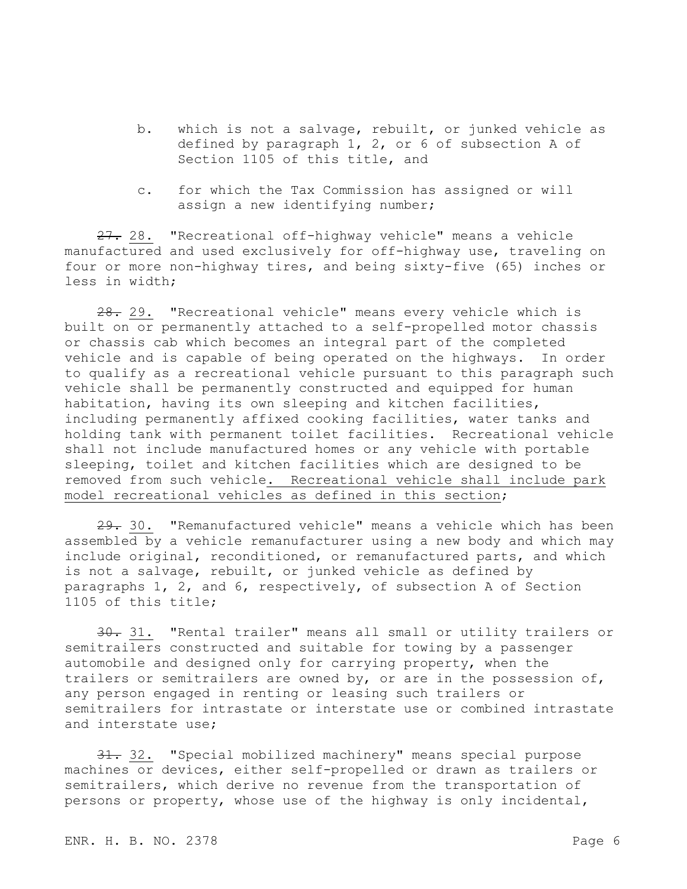b. which is not a salvage, rebuilt, or junked vehicle as defined by paragraph 1, 2, or 6 of subsection A of Section 1105 of this title, and

c. for which the Tax Commission has assigned or will assign a new identifying number;

~~27.~~ 28. "Recreational off-highway vehicle" means a vehicle manufactured and used exclusively for off-highway use, traveling on four or more non-highway tires, and being sixty-five (65) inches or less in width;

~~28.~~ 29. "Recreational vehicle" means every vehicle which is built on or permanently attached to a self-propelled motor chassis or chassis cab which becomes an integral part of the completed vehicle and is capable of being operated on the highways. In order to qualify as a recreational vehicle pursuant to this paragraph such vehicle shall be permanently constructed and equipped for human habitation, having its own sleeping and kitchen facilities, including permanently affixed cooking facilities, water tanks and holding tank with permanent toilet facilities. Recreational vehicle shall not include manufactured homes or any vehicle with portable sleeping, toilet and kitchen facilities which are designed to be removed from such vehicle. Recreational vehicle shall include park model recreational vehicles as defined in this section;

~~29.~~ 30. "Remanufactured vehicle" means a vehicle which has been assembled by a vehicle remanufacturer using a new body and which may include original, reconditioned, or remanufactured parts, and which is not a salvage, rebuilt, or junked vehicle as defined by paragraphs 1, 2, and 6, respectively, of subsection A of Section 1105 of this title;

~~30.~~ 31. "Rental trailer" means all small or utility trailers or semitrailers constructed and suitable for towing by a passenger automobile and designed only for carrying property, when the trailers or semitrailers are owned by, or are in the possession of, any person engaged in renting or leasing such trailers or semitrailers for intrastate or interstate use or combined intrastate and interstate use;

~~31.~~ 32. "Special mobilized machinery" means special purpose machines or devices, either self-propelled or drawn as trailers or semitrailers, which derive no revenue from the transportation of persons or property, whose use of the highway is only incidental,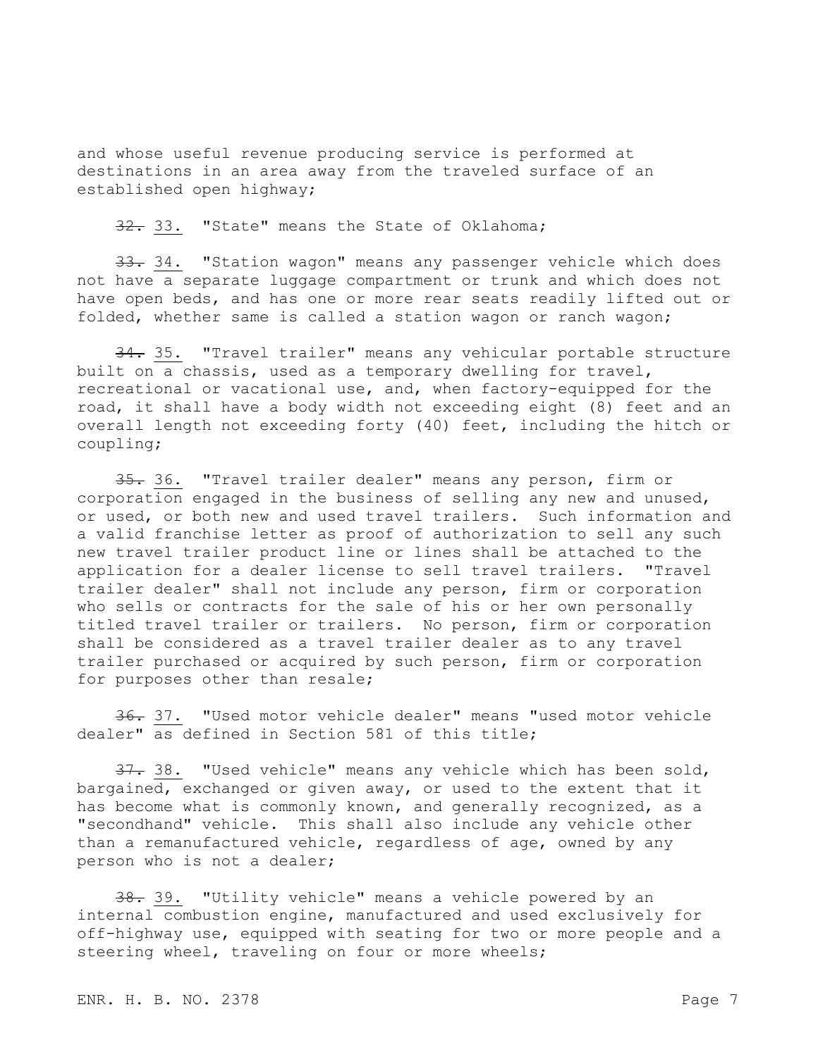and whose useful revenue producing service is performed at destinations in an area away from the traveled surface of an established open highway;

~~32.~~ 33. "State" means the State of Oklahoma;

~~33.~~ 34. "Station wagon" means any passenger vehicle which does not have a separate luggage compartment or trunk and which does not have open beds, and has one or more rear seats readily lifted out or folded, whether same is called a station wagon or ranch wagon;

~~34.~~ 35. "Travel trailer" means any vehicular portable structure built on a chassis, used as a temporary dwelling for travel, recreational or vacational use, and, when factory-equipped for the road, it shall have a body width not exceeding eight (8) feet and an overall length not exceeding forty (40) feet, including the hitch or coupling;

~~35.~~ 36. "Travel trailer dealer" means any person, firm or corporation engaged in the business of selling any new and unused, or used, or both new and used travel trailers. Such information and a valid franchise letter as proof of authorization to sell any such new travel trailer product line or lines shall be attached to the application for a dealer license to sell travel trailers. "Travel trailer dealer" shall not include any person, firm or corporation who sells or contracts for the sale of his or her own personally titled travel trailer or trailers. No person, firm or corporation shall be considered as a travel trailer dealer as to any travel trailer purchased or acquired by such person, firm or corporation for purposes other than resale;

~~36.~~ 37. "Used motor vehicle dealer" means "used motor vehicle dealer" as defined in Section 581 of this title;

~~37.~~ 38. "Used vehicle" means any vehicle which has been sold, bargained, exchanged or given away, or used to the extent that it has become what is commonly known, and generally recognized, as a "secondhand" vehicle. This shall also include any vehicle other than a remanufactured vehicle, regardless of age, owned by any person who is not a dealer;

~~38.~~ 39. "Utility vehicle" means a vehicle powered by an internal combustion engine, manufactured and used exclusively for off-highway use, equipped with seating for two or more people and a steering wheel, traveling on four or more wheels;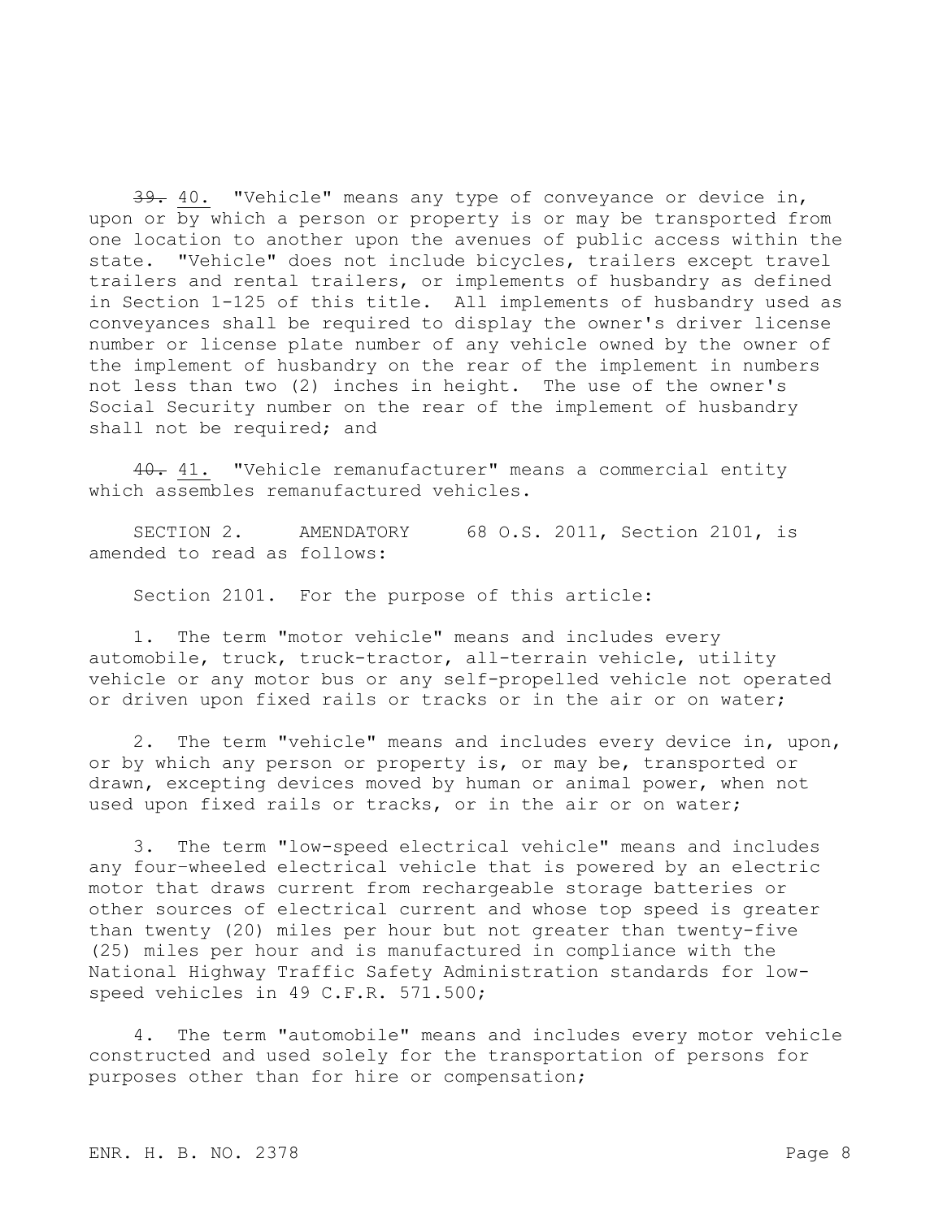~~39.~~ 40. "Vehicle" means any type of conveyance or device in, upon or by which a person or property is or may be transported from one location to another upon the avenues of public access within the state. "Vehicle" does not include bicycles, trailers except travel trailers and rental trailers, or implements of husbandry as defined in Section 1-125 of this title. All implements of husbandry used as conveyances shall be required to display the owner's driver license number or license plate number of any vehicle owned by the owner of the implement of husbandry on the rear of the implement in numbers not less than two (2) inches in height. The use of the owner's Social Security number on the rear of the implement of husbandry shall not be required; and

~~40.~~ 41. "Vehicle remanufacturer" means a commercial entity which assembles remanufactured vehicles.

SECTION 2. AMENDATORY 68 O.S. 2011, Section 2101, is amended to read as follows:

Section 2101. For the purpose of this article:

1. The term "motor vehicle" means and includes every automobile, truck, truck-tractor, all-terrain vehicle, utility vehicle or any motor bus or any self-propelled vehicle not operated or driven upon fixed rails or tracks or in the air or on water;

2. The term "vehicle" means and includes every device in, upon, or by which any person or property is, or may be, transported or drawn, excepting devices moved by human or animal power, when not used upon fixed rails or tracks, or in the air or on water;

3. The term "low-speed electrical vehicle" means and includes any four-wheeled electrical vehicle that is powered by an electric motor that draws current from rechargeable storage batteries or other sources of electrical current and whose top speed is greater than twenty (20) miles per hour but not greater than twenty-five (25) miles per hour and is manufactured in compliance with the National Highway Traffic Safety Administration standards for low-speed vehicles in 49 C.F.R. 571.500;

4. The term "automobile" means and includes every motor vehicle constructed and used solely for the transportation of persons for purposes other than for hire or compensation;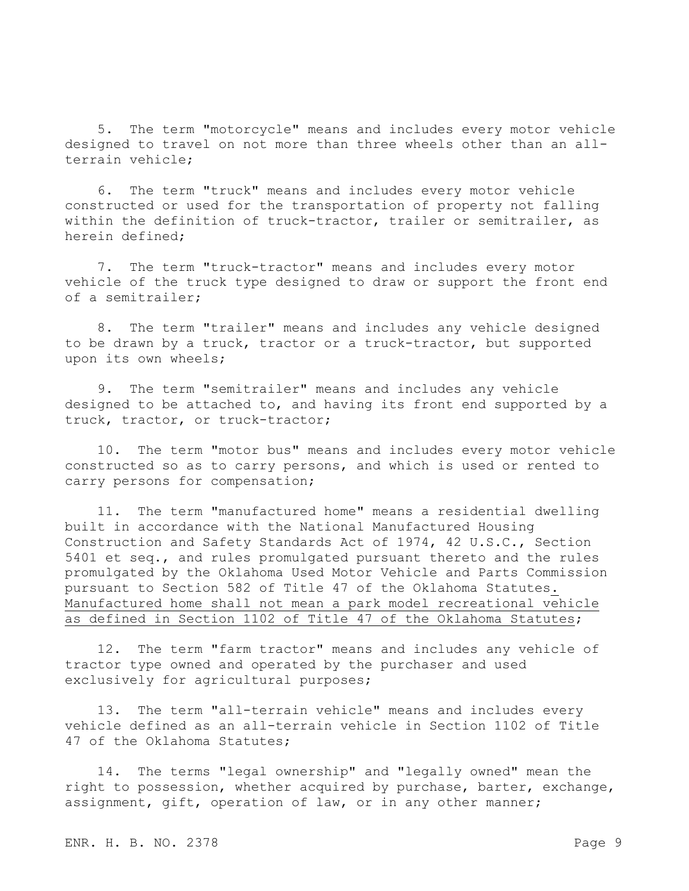5. The term "motorcycle" means and includes every motor vehicle designed to travel on not more than three wheels other than an all-terrain vehicle;

6. The term "truck" means and includes every motor vehicle constructed or used for the transportation of property not falling within the definition of truck-tractor, trailer or semitrailer, as herein defined;

7. The term "truck-tractor" means and includes every motor vehicle of the truck type designed to draw or support the front end of a semitrailer;

8. The term "trailer" means and includes any vehicle designed to be drawn by a truck, tractor or a truck-tractor, but supported upon its own wheels;

9. The term "semitrailer" means and includes any vehicle designed to be attached to, and having its front end supported by a truck, tractor, or truck-tractor;

10. The term "motor bus" means and includes every motor vehicle constructed so as to carry persons, and which is used or rented to carry persons for compensation;

11. The term "manufactured home" means a residential dwelling built in accordance with the National Manufactured Housing Construction and Safety Standards Act of 1974, 42 U.S.C., Section 5401 et seq., and rules promulgated pursuant thereto and the rules promulgated by the Oklahoma Used Motor Vehicle and Parts Commission pursuant to Section 582 of Title 47 of the Oklahoma Statutes<u>. Manufactured home shall not mean a park model recreational vehicle as defined in Section 1102 of Title 47 of the Oklahoma Statutes</u>;

12. The term "farm tractor" means and includes any vehicle of tractor type owned and operated by the purchaser and used exclusively for agricultural purposes;

13. The term "all-terrain vehicle" means and includes every vehicle defined as an all-terrain vehicle in Section 1102 of Title 47 of the Oklahoma Statutes;

14. The terms "legal ownership" and "legally owned" mean the right to possession, whether acquired by purchase, barter, exchange, assignment, gift, operation of law, or in any other manner;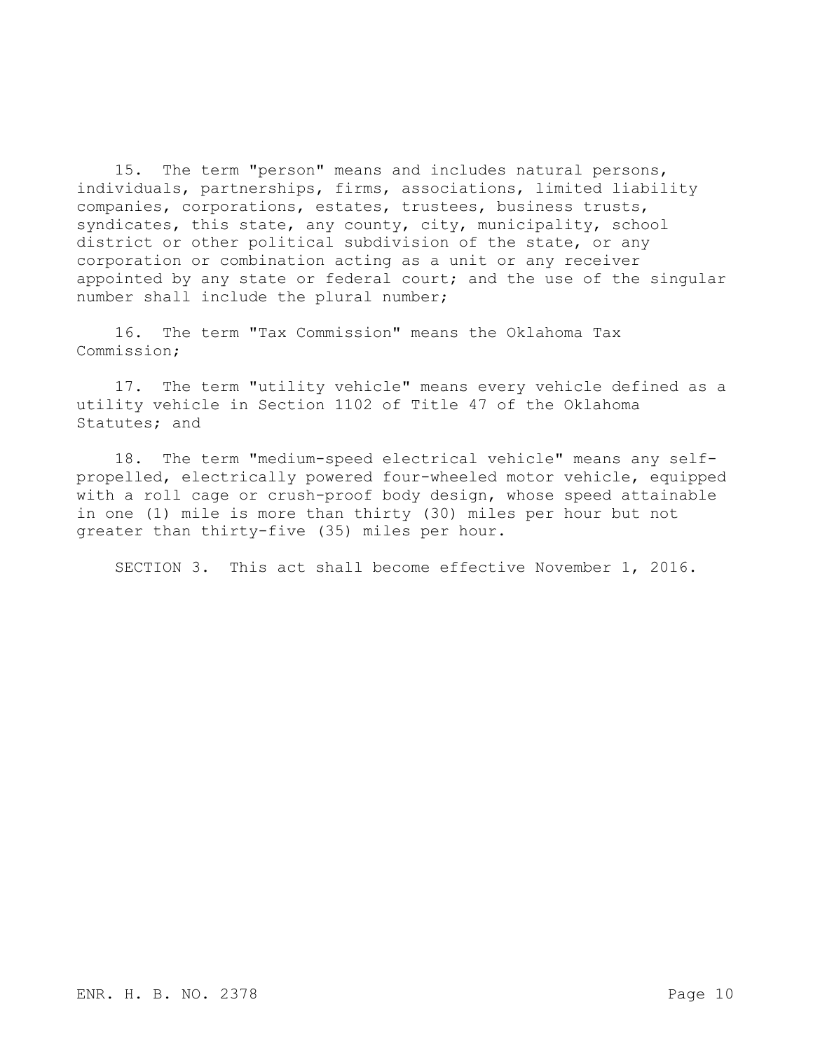15. The term "person" means and includes natural persons, individuals, partnerships, firms, associations, limited liability companies, corporations, estates, trustees, business trusts, syndicates, this state, any county, city, municipality, school district or other political subdivision of the state, or any corporation or combination acting as a unit or any receiver appointed by any state or federal court; and the use of the singular number shall include the plural number;

16. The term "Tax Commission" means the Oklahoma Tax Commission;

17. The term "utility vehicle" means every vehicle defined as a utility vehicle in Section 1102 of Title 47 of the Oklahoma Statutes; and

18. The term "medium-speed electrical vehicle" means any self-propelled, electrically powered four-wheeled motor vehicle, equipped with a roll cage or crush-proof body design, whose speed attainable in one (1) mile is more than thirty (30) miles per hour but not greater than thirty-five (35) miles per hour.

SECTION 3. This act shall become effective November 1, 2016.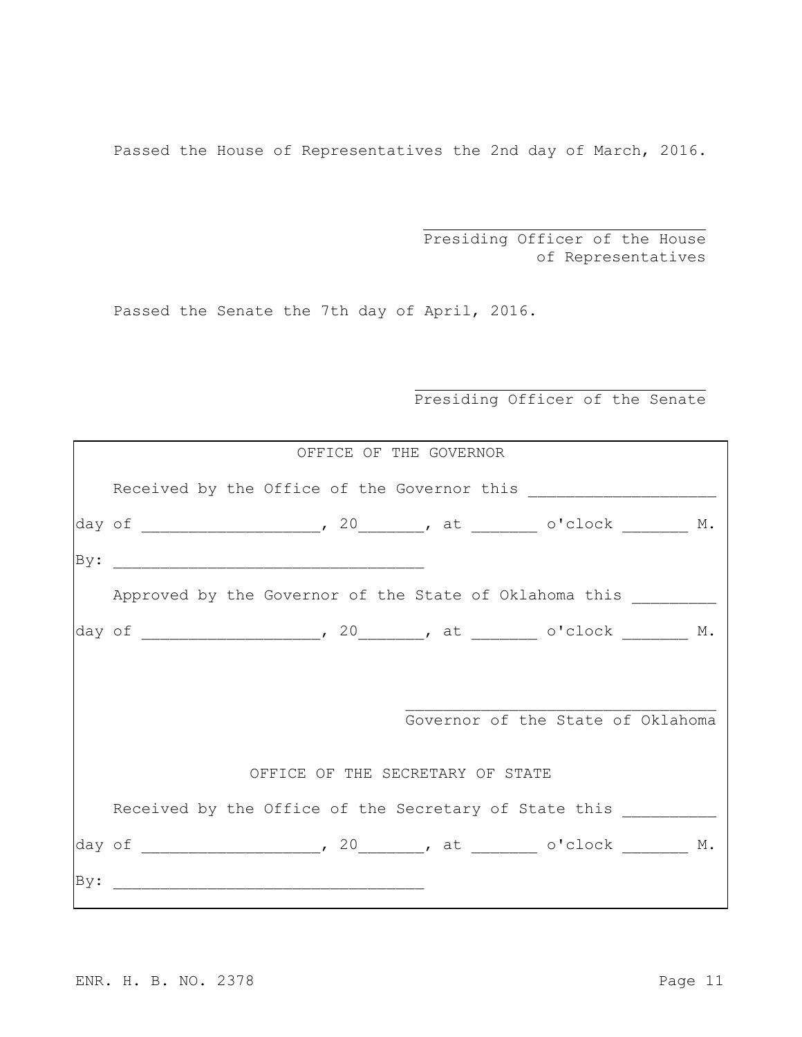Passed the House of Representatives the 2nd day of March, 2016.

_______________________________
Presiding Officer of the House of Representatives

Passed the Senate the 7th day of April, 2016.

_______________________________
Presiding Officer of the Senate

OFFICE OF THE GOVERNOR

Received by the Office of the Governor this ____________________ day of ___________________, 20_______, at _______ o'clock _______ M.

By: _________________________________

Approved by the Governor of the State of Oklahoma this _________ day of ___________________, 20_______, at _______ o'clock _______ M.

_________________________________
Governor of the State of Oklahoma

OFFICE OF THE SECRETARY OF STATE

Received by the Office of the Secretary of State this __________ day of ___________________, 20_______, at _______ o'clock _______ M.

By: _________________________________